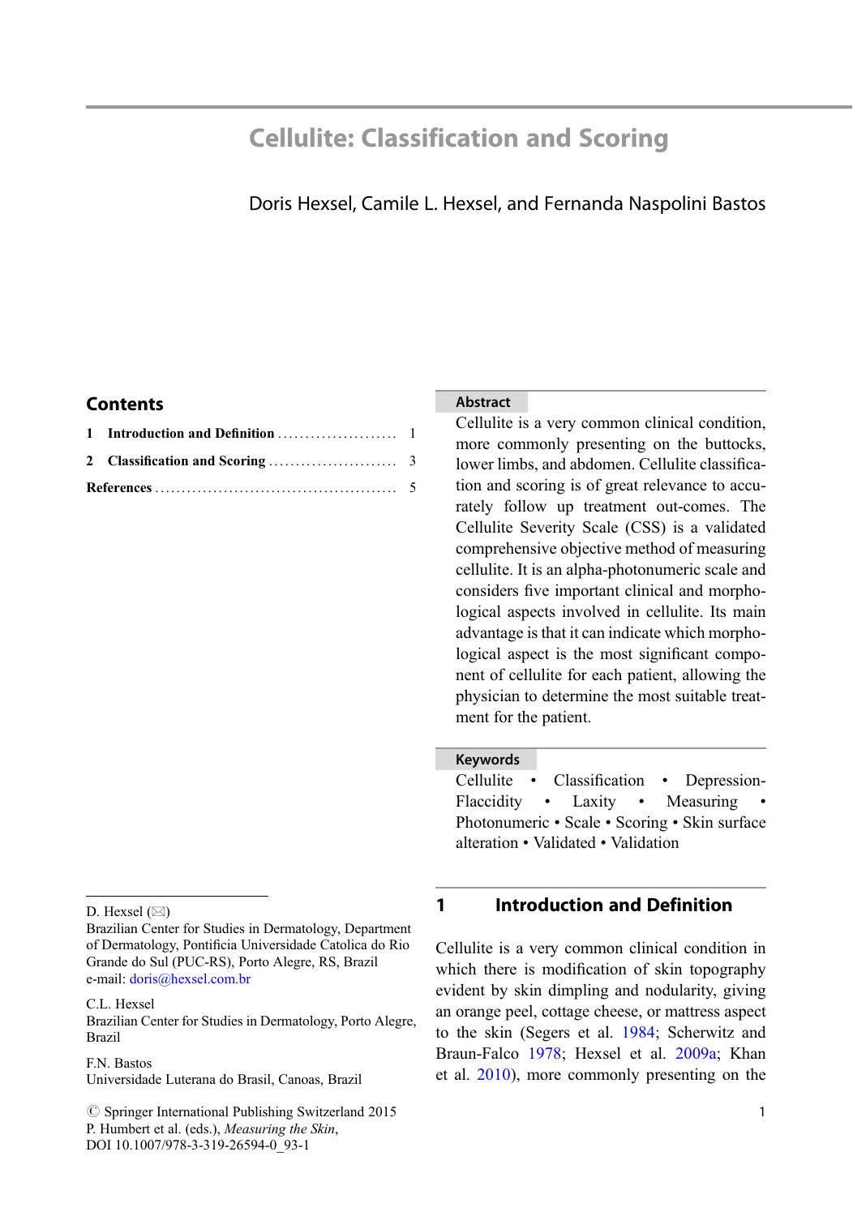# Cellulite: Classification and Scoring

Doris Hexsel, Camile L. Hexsel, and Fernanda Naspolini Bastos

## Contents

1 Introduction and Definition ..................... 1

2 Classification and Scoring ..................... 3

References ..................... 5

### Abstract

Cellulite is a very common clinical condition, more commonly presenting on the buttocks, lower limbs, and abdomen. Cellulite classification and scoring is of great relevance to accurately follow up treatment out-comes. The Cellulite Severity Scale (CSS) is a validated comprehensive objective method of measuring cellulite. It is an alpha-photonumeric scale and considers five important clinical and morphological aspects involved in cellulite. Its main advantage is that it can indicate which morphological aspect is the most significant component of cellulite for each patient, allowing the physician to determine the most suitable treatment for the patient.

### Keywords

Cellulite • Classification • Depression-Flaccidity • Laxity • Measuring • Photonumeric • Scale • Scoring • Skin surface alteration • Validated • Validation

## 1 Introduction and Definition

Cellulite is a very common clinical condition in which there is modification of skin topography evident by skin dimpling and nodularity, giving an orange peel, cottage cheese, or mattress aspect to the skin (Segers et al. 1984; Scherwitz and Braun-Falco 1978; Hexsel et al. 2009a; Khan et al. 2010), more commonly presenting on the

---

D. Hexsel (✉)
Brazilian Center for Studies in Dermatology, Department of Dermatology, Pontificia Universidade Catolica do Rio Grande do Sul (PUC-RS), Porto Alegre, RS, Brazil
e-mail: doris@hexsel.com.br

C.L. Hexsel
Brazilian Center for Studies in Dermatology, Porto Alegre, Brazil

F.N. Bastos
Universidade Luterana do Brasil, Canoas, Brazil

© Springer International Publishing Switzerland 2015
P. Humbert et al. (eds.), *Measuring the Skin*,
DOI 10.1007/978-3-319-26594-0_93-1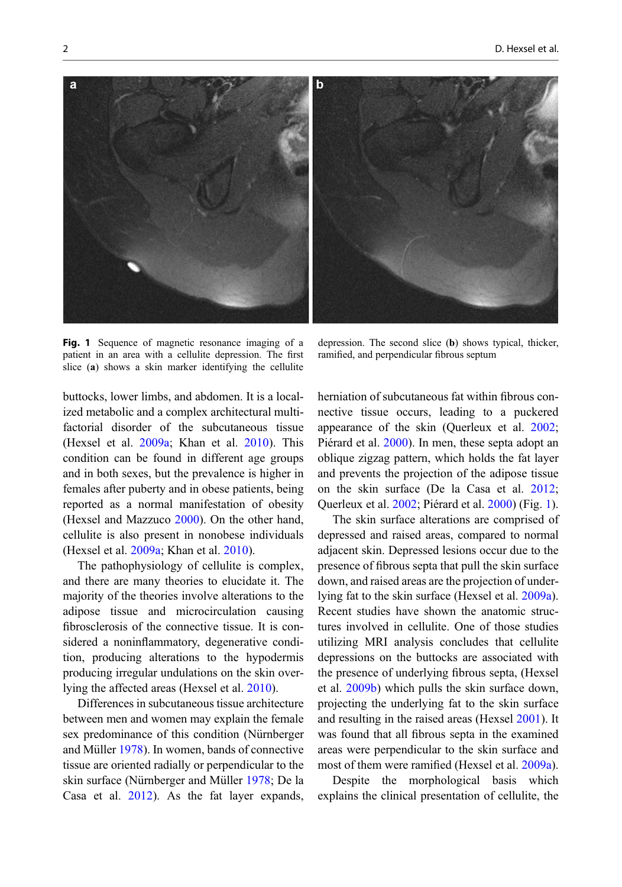**Fig. 1** Sequence of magnetic resonance imaging of a patient in an area with a cellulite depression. The first slice (**a**) shows a skin marker identifying the cellulite depression. The second slice (**b**) shows typical, thicker, ramified, and perpendicular fibrous septum

buttocks, lower limbs, and abdomen. It is a localized metabolic and a complex architectural multifactorial disorder of the subcutaneous tissue (Hexsel et al. 2009a; Khan et al. 2010). This condition can be found in different age groups and in both sexes, but the prevalence is higher in females after puberty and in obese patients, being reported as a normal manifestation of obesity (Hexsel and Mazzuco 2000). On the other hand, cellulite is also present in nonobese individuals (Hexsel et al. 2009a; Khan et al. 2010).

The pathophysiology of cellulite is complex, and there are many theories to elucidate it. The majority of the theories involve alterations to the adipose tissue and microcirculation causing fibrosclerosis of the connective tissue. It is considered a noninflammatory, degenerative condition, producing alterations to the hypodermis producing irregular undulations on the skin overlying the affected areas (Hexsel et al. 2010).

Differences in subcutaneous tissue architecture between men and women may explain the female sex predominance of this condition (Nürnberger and Müller 1978). In women, bands of connective tissue are oriented radially or perpendicular to the skin surface (Nürnberger and Müller 1978; De la Casa et al. 2012). As the fat layer expands, herniation of subcutaneous fat within fibrous connective tissue occurs, leading to a puckered appearance of the skin (Querleux et al. 2002; Piérard et al. 2000). In men, these septa adopt an oblique zigzag pattern, which holds the fat layer and prevents the projection of the adipose tissue on the skin surface (De la Casa et al. 2012; Querleux et al. 2002; Piérard et al. 2000) (Fig. 1).

The skin surface alterations are comprised of depressed and raised areas, compared to normal adjacent skin. Depressed lesions occur due to the presence of fibrous septa that pull the skin surface down, and raised areas are the projection of underlying fat to the skin surface (Hexsel et al. 2009a). Recent studies have shown the anatomic structures involved in cellulite. One of those studies utilizing MRI analysis concludes that cellulite depressions on the buttocks are associated with the presence of underlying fibrous septa, (Hexsel et al. 2009b) which pulls the skin surface down, projecting the underlying fat to the skin surface and resulting in the raised areas (Hexsel 2001). It was found that all fibrous septa in the examined areas were perpendicular to the skin surface and most of them were ramified (Hexsel et al. 2009a).

Despite the morphological basis which explains the clinical presentation of cellulite, the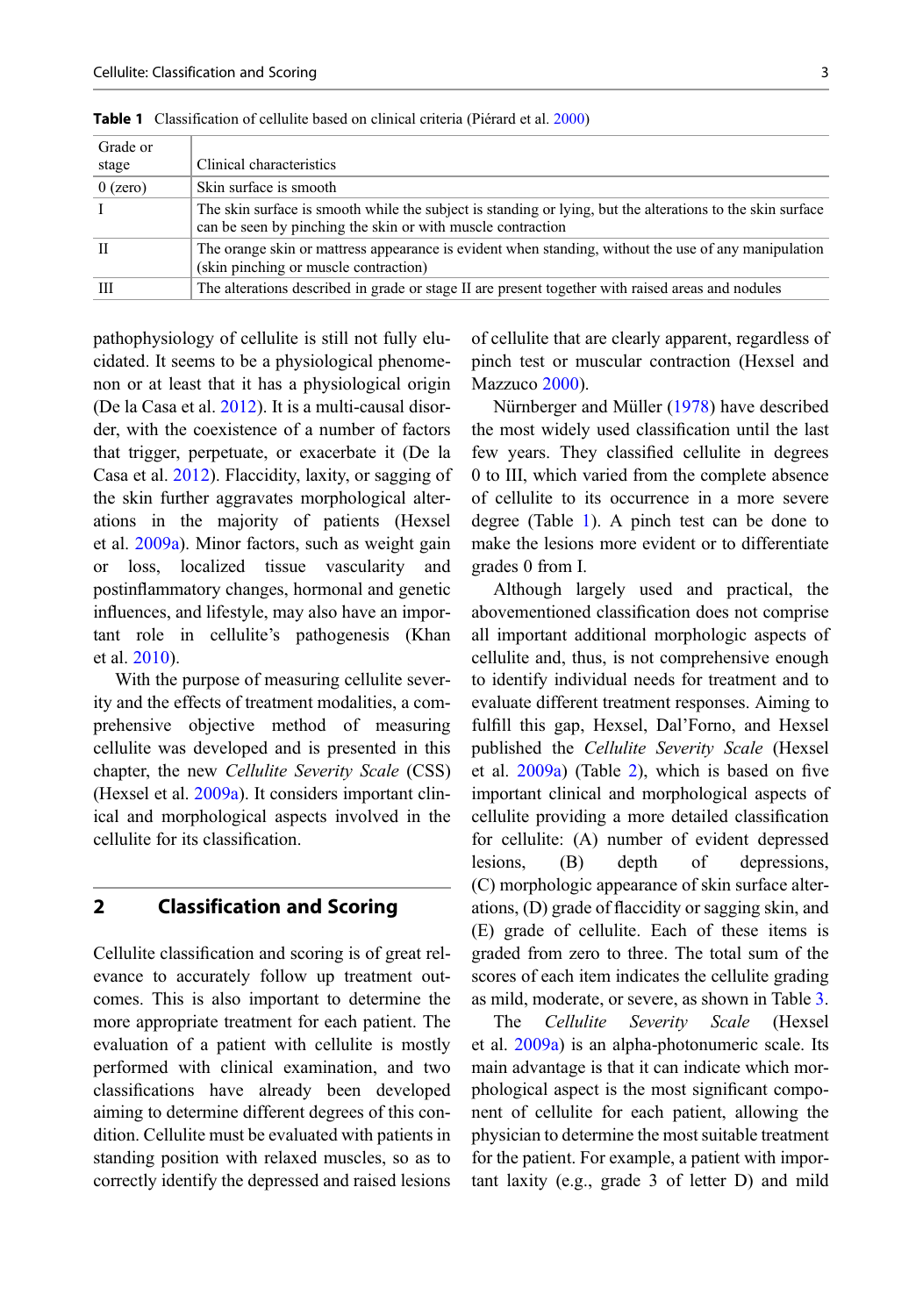**Table 1** Classification of cellulite based on clinical criteria (Piérard et al. 2000)

| Grade or stage | Clinical characteristics |
|---|---|
| 0 (zero) | Skin surface is smooth |
| I | The skin surface is smooth while the subject is standing or lying, but the alterations to the skin surface can be seen by pinching the skin or with muscle contraction |
| II | The orange skin or mattress appearance is evident when standing, without the use of any manipulation (skin pinching or muscle contraction) |
| III | The alterations described in grade or stage II are present together with raised areas and nodules |

pathophysiology of cellulite is still not fully elucidated. It seems to be a physiological phenomenon or at least that it has a physiological origin (De la Casa et al. 2012). It is a multi-causal disorder, with the coexistence of a number of factors that trigger, perpetuate, or exacerbate it (De la Casa et al. 2012). Flaccidity, laxity, or sagging of the skin further aggravates morphological alterations in the majority of patients (Hexsel et al. 2009a). Minor factors, such as weight gain or loss, localized tissue vascularity and postinflammatory changes, hormonal and genetic influences, and lifestyle, may also have an important role in cellulite's pathogenesis (Khan et al. 2010).

With the purpose of measuring cellulite severity and the effects of treatment modalities, a comprehensive objective method of measuring cellulite was developed and is presented in this chapter, the new *Cellulite Severity Scale* (CSS) (Hexsel et al. 2009a). It considers important clinical and morphological aspects involved in the cellulite for its classification.

## 2 Classification and Scoring

Cellulite classification and scoring is of great relevance to accurately follow up treatment outcomes. This is also important to determine the more appropriate treatment for each patient. The evaluation of a patient with cellulite is mostly performed with clinical examination, and two classifications have already been developed aiming to determine different degrees of this condition. Cellulite must be evaluated with patients in standing position with relaxed muscles, so as to correctly identify the depressed and raised lesions of cellulite that are clearly apparent, regardless of pinch test or muscular contraction (Hexsel and Mazzuco 2000).

Nürnberger and Müller (1978) have described the most widely used classification until the last few years. They classified cellulite in degrees 0 to III, which varied from the complete absence of cellulite to its occurrence in a more severe degree (Table 1). A pinch test can be done to make the lesions more evident or to differentiate grades 0 from I.

Although largely used and practical, the abovementioned classification does not comprise all important additional morphologic aspects of cellulite and, thus, is not comprehensive enough to identify individual needs for treatment and to evaluate different treatment responses. Aiming to fulfill this gap, Hexsel, Dal'Forno, and Hexsel published the *Cellulite Severity Scale* (Hexsel et al. 2009a) (Table 2), which is based on five important clinical and morphological aspects of cellulite providing a more detailed classification for cellulite: (A) number of evident depressed lesions, (B) depth of depressions, (C) morphologic appearance of skin surface alterations, (D) grade of flaccidity or sagging skin, and (E) grade of cellulite. Each of these items is graded from zero to three. The total sum of the scores of each item indicates the cellulite grading as mild, moderate, or severe, as shown in Table 3.

The *Cellulite Severity Scale* (Hexsel et al. 2009a) is an alpha-photonumeric scale. Its main advantage is that it can indicate which morphological aspect is the most significant component of cellulite for each patient, allowing the physician to determine the most suitable treatment for the patient. For example, a patient with important laxity (e.g., grade 3 of letter D) and mild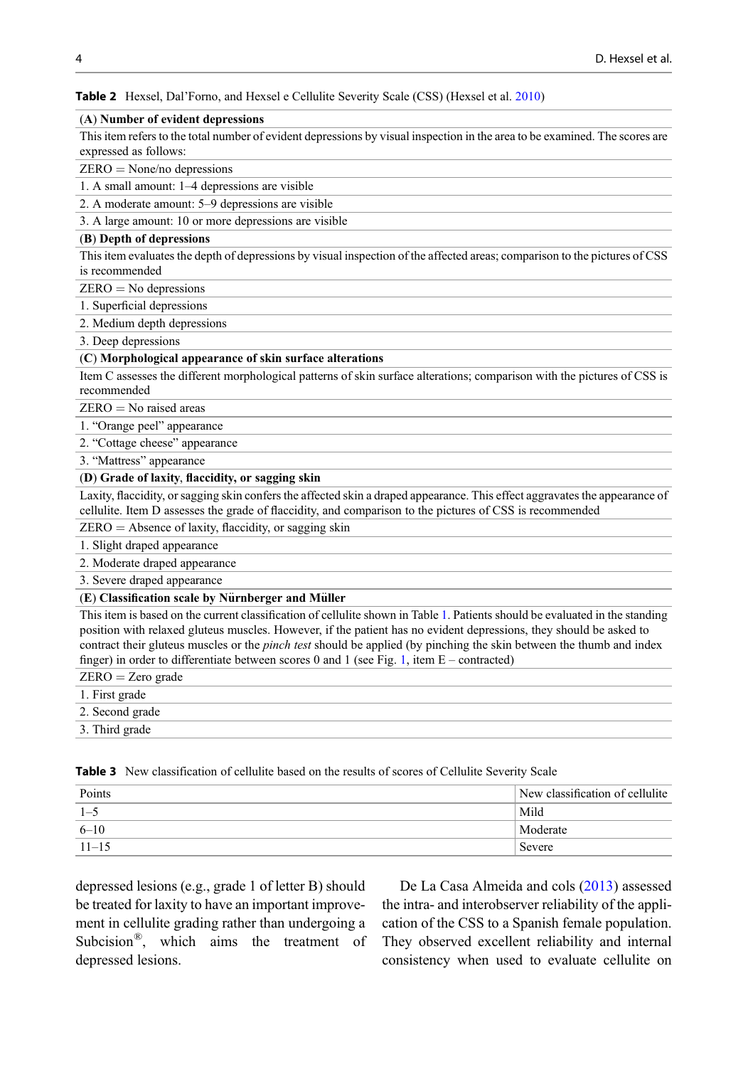**Table 2** Hexsel, Dal'Forno, and Hexsel e Cellulite Severity Scale (CSS) (Hexsel et al. 2010)

| **(A) Number of evident depressions** |
|---|
| This item refers to the total number of evident depressions by visual inspection in the area to be examined. The scores are expressed as follows: |
| ZERO = None/no depressions |
| 1. A small amount: 1–4 depressions are visible |
| 2. A moderate amount: 5–9 depressions are visible |
| 3. A large amount: 10 or more depressions are visible |
| **(B) Depth of depressions** |
| This item evaluates the depth of depressions by visual inspection of the affected areas; comparison to the pictures of CSS is recommended |
| ZERO = No depressions |
| 1. Superficial depressions |
| 2. Medium depth depressions |
| 3. Deep depressions |
| **(C) Morphological appearance of skin surface alterations** |
| Item C assesses the different morphological patterns of skin surface alterations; comparison with the pictures of CSS is recommended |
| ZERO = No raised areas |
| 1. "Orange peel" appearance |
| 2. "Cottage cheese" appearance |
| 3. "Mattress" appearance |
| **(D) Grade of laxity, flaccidity, or sagging skin** |
| Laxity, flaccidity, or sagging skin confers the affected skin a draped appearance. This effect aggravates the appearance of cellulite. Item D assesses the grade of flaccidity, and comparison to the pictures of CSS is recommended |
| ZERO = Absence of laxity, flaccidity, or sagging skin |
| 1. Slight draped appearance |
| 2. Moderate draped appearance |
| 3. Severe draped appearance |
| **(E) Classification scale by Nürnberger and Müller** |
| This item is based on the current classification of cellulite shown in Table 1. Patients should be evaluated in the standing position with relaxed gluteus muscles. However, if the patient has no evident depressions, they should be asked to contract their gluteus muscles or the *pinch test* should be applied (by pinching the skin between the thumb and index finger) in order to differentiate between scores 0 and 1 (see Fig. 1, item E – contracted) |
| ZERO = Zero grade |
| 1. First grade |
| 2. Second grade |
| 3. Third grade |

**Table 3** New classification of cellulite based on the results of scores of Cellulite Severity Scale

| Points | New classification of cellulite |
|---|---|
| 1–5 | Mild |
| 6–10 | Moderate |
| 11–15 | Severe |

depressed lesions (e.g., grade 1 of letter B) should be treated for laxity to have an important improvement in cellulite grading rather than undergoing a Subcision®, which aims the treatment of depressed lesions.

De La Casa Almeida and cols (2013) assessed the intra- and interobserver reliability of the application of the CSS to a Spanish female population. They observed excellent reliability and internal consistency when used to evaluate cellulite on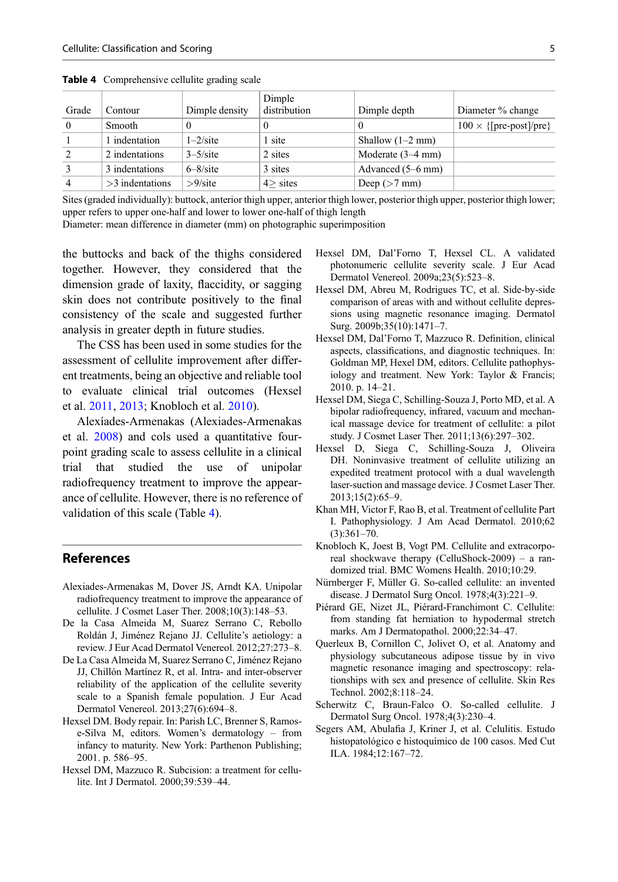**Table 4** Comprehensive cellulite grading scale

| Grade | Contour | Dimple density | Dimple distribution | Dimple depth | Diameter % change |
|---|---|---|---|---|---|
| 0 | Smooth | 0 | 0 | 0 | 100 × {[pre-post]/pre} |
| 1 | 1 indentation | 1–2/site | 1 site | Shallow (1–2 mm) | |
| 2 | 2 indentations | 3–5/site | 2 sites | Moderate (3–4 mm) | |
| 3 | 3 indentations | 6–8/site | 3 sites | Advanced (5–6 mm) | |
| 4 | >3 indentations | >9/site | 4≥ sites | Deep (>7 mm) | |

Sites (graded individually): buttock, anterior thigh upper, anterior thigh lower, posterior thigh upper, posterior thigh lower; upper refers to upper one-half and lower to lower one-half of thigh length
Diameter: mean difference in diameter (mm) on photographic superimposition

the buttocks and back of the thighs considered together. However, they considered that the dimension grade of laxity, flaccidity, or sagging skin does not contribute positively to the final consistency of the scale and suggested further analysis in greater depth in future studies.

The CSS has been used in some studies for the assessment of cellulite improvement after different treatments, being an objective and reliable tool to evaluate clinical trial outcomes (Hexsel et al. 2011, 2013; Knobloch et al. 2010).

Alexíades-Armenakas (Alexiades-Armenakas et al. 2008) and cols used a quantitative four-point grading scale to assess cellulite in a clinical trial that studied the use of unipolar radiofrequency treatment to improve the appearance of cellulite. However, there is no reference of validation of this scale (Table 4).

## References

Alexiades-Armenakas M, Dover JS, Arndt KA. Unipolar radiofrequency treatment to improve the appearance of cellulite. J Cosmet Laser Ther. 2008;10(3):148–53.

De la Casa Almeida M, Suarez Serrano C, Rebollo Roldán J, Jiménez Rejano JJ. Cellulite's aetiology: a review. J Eur Acad Dermatol Venereol. 2012;27:273–8.

De La Casa Almeida M, Suarez Serrano C, Jiménez Rejano JJ, Chillón Martínez R, et al. Intra- and inter-observer reliability of the application of the cellulite severity scale to a Spanish female population. J Eur Acad Dermatol Venereol. 2013;27(6):694–8.

Hexsel DM. Body repair. In: Parish LC, Brenner S, Ramos-e-Silva M, editors. Women's dermatology – from infancy to maturity. New York: Parthenon Publishing; 2001. p. 586–95.

Hexsel DM, Mazzuco R. Subcision: a treatment for cellulite. Int J Dermatol. 2000;39:539–44.

Hexsel DM, Dal'Forno T, Hexsel CL. A validated photonumeric cellulite severity scale. J Eur Acad Dermatol Venereol. 2009a;23(5):523–8.

Hexsel DM, Abreu M, Rodrigues TC, et al. Side-by-side comparison of areas with and without cellulite depressions using magnetic resonance imaging. Dermatol Surg. 2009b;35(10):1471–7.

Hexsel DM, Dal'Forno T, Mazzuco R. Definition, clinical aspects, classifications, and diagnostic techniques. In: Goldman MP, Hexel DM, editors. Cellulite pathophysiology and treatment. New York: Taylor & Francis; 2010. p. 14–21.

Hexsel DM, Siega C, Schilling-Souza J, Porto MD, et al. A bipolar radiofrequency, infrared, vacuum and mechanical massage device for treatment of cellulite: a pilot study. J Cosmet Laser Ther. 2011;13(6):297–302.

Hexsel D, Siega C, Schilling-Souza J, Oliveira DH. Noninvasive treatment of cellulite utilizing an expedited treatment protocol with a dual wavelength laser-suction and massage device. J Cosmet Laser Ther. 2013;15(2):65–9.

Khan MH, Victor F, Rao B, et al. Treatment of cellulite Part I. Pathophysiology. J Am Acad Dermatol. 2010;62(3):361–70.

Knobloch K, Joest B, Vogt PM. Cellulite and extracorporeal shockwave therapy (CelluShock-2009) – a randomized trial. BMC Womens Health. 2010;10:29.

Nürnberger F, Müller G. So-called cellulite: an invented disease. J Dermatol Surg Oncol. 1978;4(3):221–9.

Piérard GE, Nizet JL, Piérard-Franchimont C. Cellulite: from standing fat herniation to hypodermal stretch marks. Am J Dermatopathol. 2000;22:34–47.

Querleux B, Cornillon C, Jolivet O, et al. Anatomy and physiology subcutaneous adipose tissue by in vivo magnetic resonance imaging and spectroscopy: relationships with sex and presence of cellulite. Skin Res Technol. 2002;8:118–24.

Scherwitz C, Braun-Falco O. So-called cellulite. J Dermatol Surg Oncol. 1978;4(3):230–4.

Segers AM, Abulafia J, Kriner J, et al. Celulitis. Estudo histopatológico e histoquímico de 100 casos. Med Cut ILA. 1984;12:167–72.